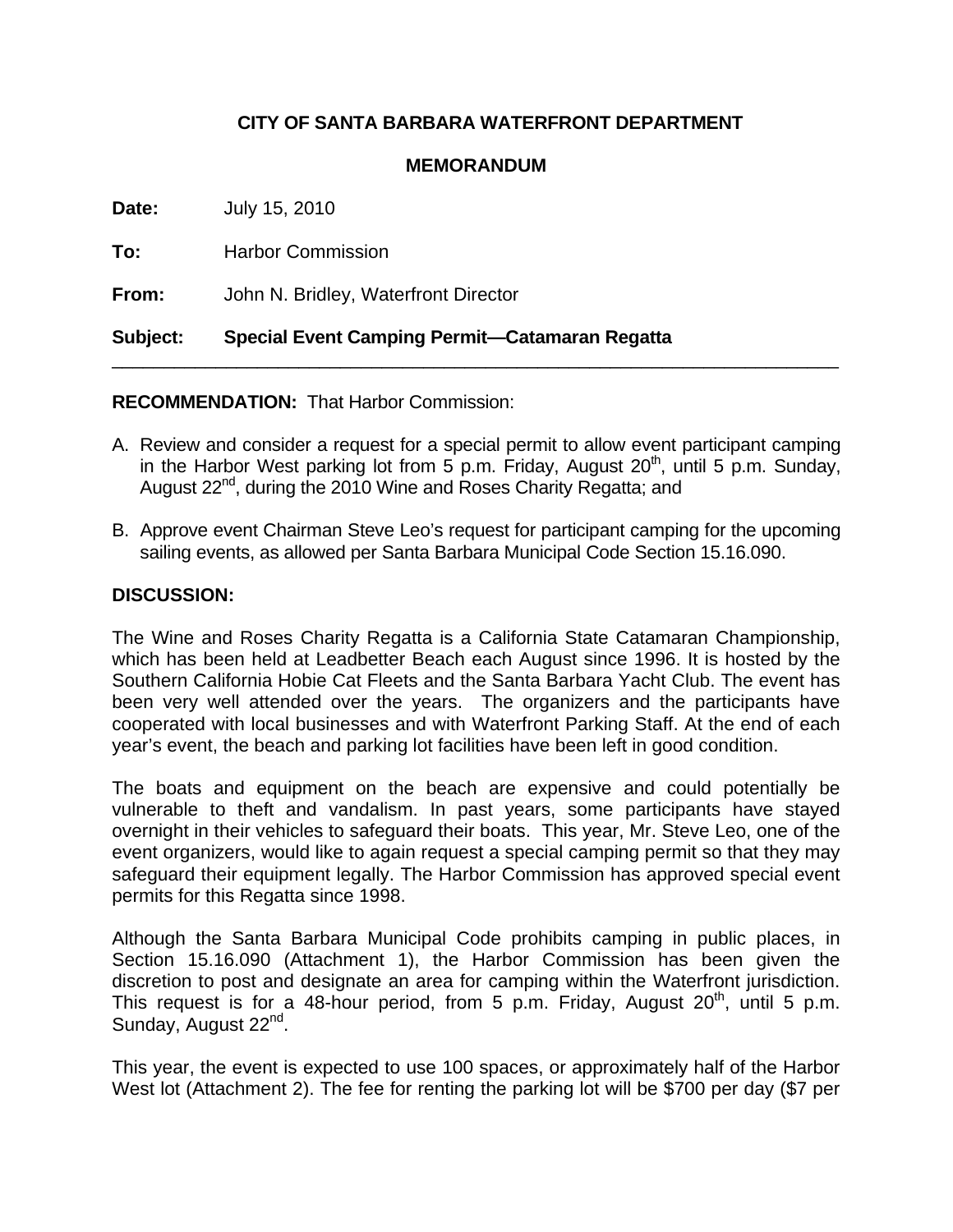**CITY OF SANTA BARBARA WATERFRONT DEPARTMENT**

**MEMORANDUM**

**Date:** July 15, 2010

**To:** Harbor Commission

**From:** John N. Bridley, Waterfront Director

**Subject: Special Event Camping Permit—Catamaran Regatta**

---

**RECOMMENDATION:** That Harbor Commission:

A. Review and consider a request for a special permit to allow event participant camping in the Harbor West parking lot from 5 p.m. Friday, August 20th, until 5 p.m. Sunday, August 22nd, during the 2010 Wine and Roses Charity Regatta; and

B. Approve event Chairman Steve Leo's request for participant camping for the upcoming sailing events, as allowed per Santa Barbara Municipal Code Section 15.16.090.

**DISCUSSION:**

The Wine and Roses Charity Regatta is a California State Catamaran Championship, which has been held at Leadbetter Beach each August since 1996. It is hosted by the Southern California Hobie Cat Fleets and the Santa Barbara Yacht Club. The event has been very well attended over the years. The organizers and the participants have cooperated with local businesses and with Waterfront Parking Staff. At the end of each year's event, the beach and parking lot facilities have been left in good condition.

The boats and equipment on the beach are expensive and could potentially be vulnerable to theft and vandalism. In past years, some participants have stayed overnight in their vehicles to safeguard their boats. This year, Mr. Steve Leo, one of the event organizers, would like to again request a special camping permit so that they may safeguard their equipment legally. The Harbor Commission has approved special event permits for this Regatta since 1998.

Although the Santa Barbara Municipal Code prohibits camping in public places, in Section 15.16.090 (Attachment 1), the Harbor Commission has been given the discretion to post and designate an area for camping within the Waterfront jurisdiction. This request is for a 48-hour period, from 5 p.m. Friday, August 20th, until 5 p.m. Sunday, August 22nd.

This year, the event is expected to use 100 spaces, or approximately half of the Harbor West lot (Attachment 2). The fee for renting the parking lot will be $700 per day ($7 per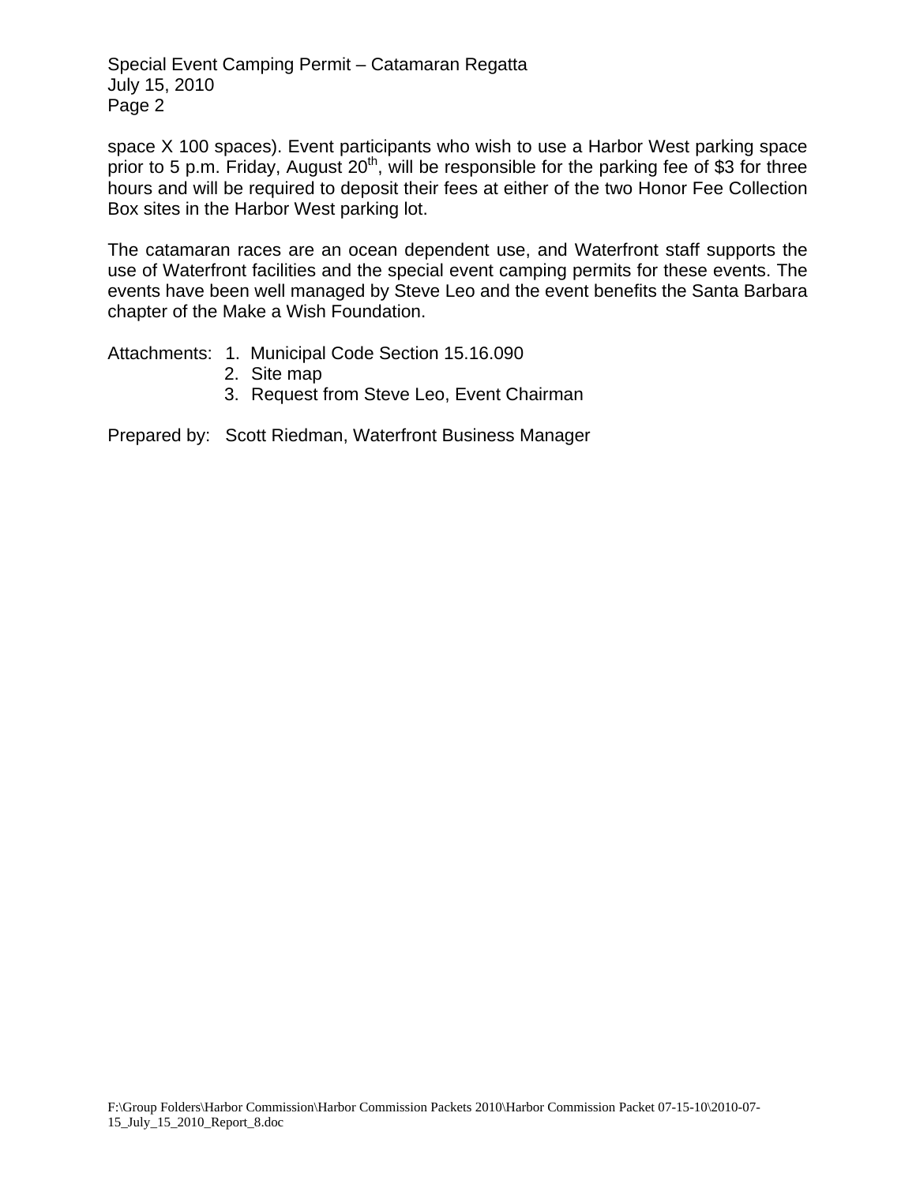space X 100 spaces). Event participants who wish to use a Harbor West parking space prior to 5 p.m. Friday, August 20th, will be responsible for the parking fee of $3 for three hours and will be required to deposit their fees at either of the two Honor Fee Collection Box sites in the Harbor West parking lot.

The catamaran races are an ocean dependent use, and Waterfront staff supports the use of Waterfront facilities and the special event camping permits for these events. The events have been well managed by Steve Leo and the event benefits the Santa Barbara chapter of the Make a Wish Foundation.

Attachments:
1. Municipal Code Section 15.16.090
2. Site map
3. Request from Steve Leo, Event Chairman

Prepared by: Scott Riedman, Waterfront Business Manager

F:\Group Folders\Harbor Commission\Harbor Commission Packets 2010\Harbor Commission Packet 07-15-10\2010-07-15_July_15_2010_Report_8.doc